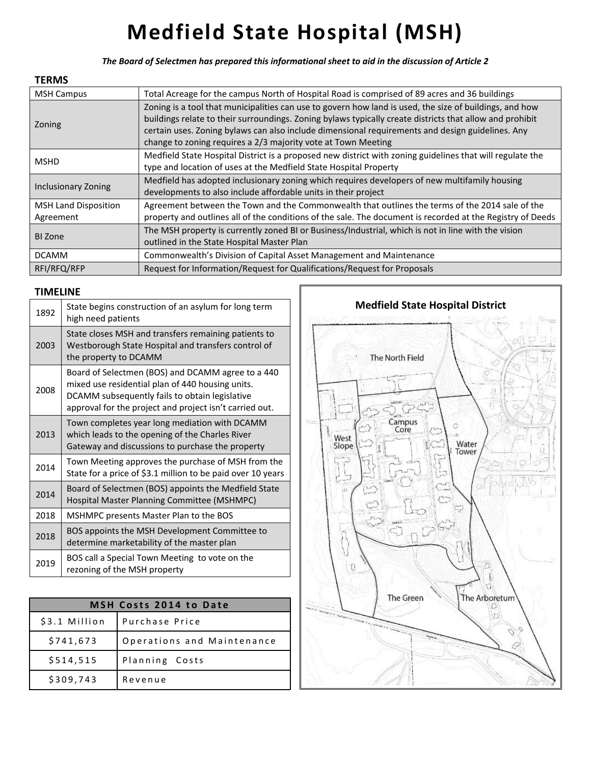# Medfield State Hospital (MSH)

***The Board of Selectmen has prepared this informational sheet to aid in the discussion of Article 2***

## TERMS

| Term | Definition |
|---|---|
| MSH Campus | Total Acreage for the campus North of Hospital Road is comprised of 89 acres and 36 buildings |
| Zoning | Zoning is a tool that municipalities can use to govern how land is used, the size of buildings, and how buildings relate to their surroundings. Zoning bylaws typically create districts that allow and prohibit certain uses. Zoning bylaws can also include dimensional requirements and design guidelines. Any change to zoning requires a 2/3 majority vote at Town Meeting |
| MSHD | Medfield State Hospital District is a proposed new district with zoning guidelines that will regulate the type and location of uses at the Medfield State Hospital Property |
| Inclusionary Zoning | Medfield has adopted inclusionary zoning which requires developers of new multifamily housing developments to also include affordable units in their project |
| MSH Land Disposition Agreement | Agreement between the Town and the Commonwealth that outlines the terms of the 2014 sale of the property and outlines all of the conditions of the sale. The document is recorded at the Registry of Deeds |
| BI Zone | The MSH property is currently zoned BI or Business/Industrial, which is not in line with the vision outlined in the State Hospital Master Plan |
| DCAMM | Commonwealth's Division of Capital Asset Management and Maintenance |
| RFI/RFQ/RFP | Request for Information/Request for Qualifications/Request for Proposals |

## TIMELINE

| Year | Event |
|---|---|
| 1892 | State begins construction of an asylum for long term high need patients |
| 2003 | State closes MSH and transfers remaining patients to Westborough State Hospital and transfers control of the property to DCAMM |
| 2008 | Board of Selectmen (BOS) and DCAMM agree to a 440 mixed use residential plan of 440 housing units. DCAMM subsequently fails to obtain legislative approval for the project and project isn't carried out. |
| 2013 | Town completes year long mediation with DCAMM which leads to the opening of the Charles River Gateway and discussions to purchase the property |
| 2014 | Town Meeting approves the purchase of MSH from the State for a price of $3.1 million to be paid over 10 years |
| 2014 | Board of Selectmen (BOS) appoints the Medfield State Hospital Master Planning Committee (MSHMPC) |
| 2018 | MSHMPC presents Master Plan to the BOS |
| 2018 | BOS appoints the MSH Development Committee to determine marketability of the master plan |
| 2019 | BOS call a Special Town Meeting to vote on the rezoning of the MSH property |

| MSH Costs 2014 to Date | |
|---|---|
| $3.1 Million | Purchase Price |
| $741,673 | Operations and Maintenance |
| $514,515 | Planning Costs |
| $309,743 | Revenue |

### Medfield State Hospital District

The North Field

West Slope

Campus Core

Water Tower

The Green

The Arboretum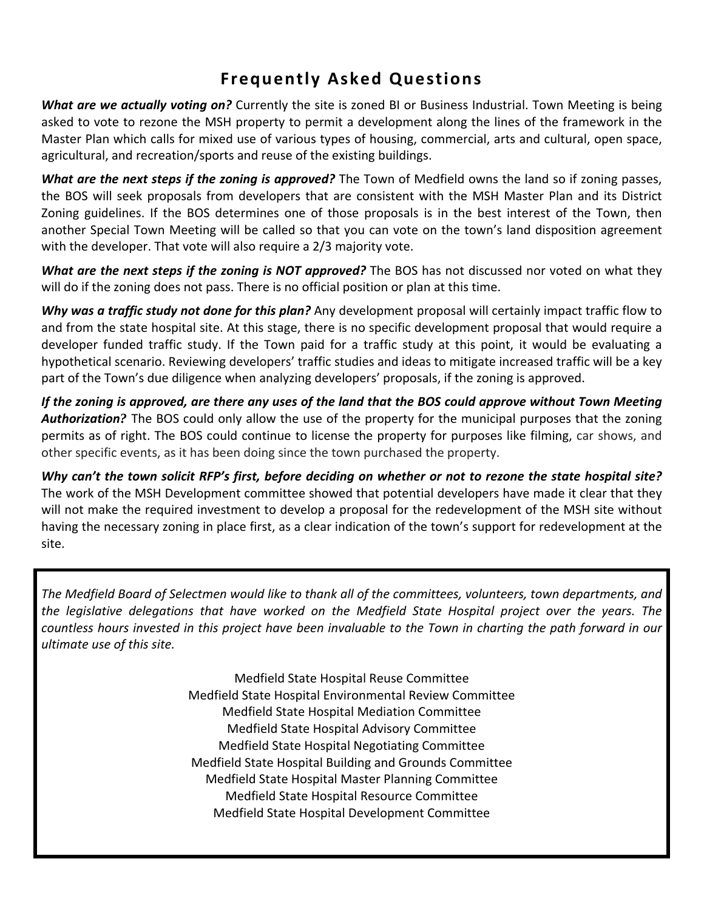# Frequently Asked Questions

***What are we actually voting on?*** Currently the site is zoned BI or Business Industrial. Town Meeting is being asked to vote to rezone the MSH property to permit a development along the lines of the framework in the Master Plan which calls for mixed use of various types of housing, commercial, arts and cultural, open space, agricultural, and recreation/sports and reuse of the existing buildings.

***What are the next steps if the zoning is approved?*** The Town of Medfield owns the land so if zoning passes, the BOS will seek proposals from developers that are consistent with the MSH Master Plan and its District Zoning guidelines. If the BOS determines one of those proposals is in the best interest of the Town, then another Special Town Meeting will be called so that you can vote on the town's land disposition agreement with the developer. That vote will also require a 2/3 majority vote.

***What are the next steps if the zoning is NOT approved?*** The BOS has not discussed nor voted on what they will do if the zoning does not pass. There is no official position or plan at this time.

***Why was a traffic study not done for this plan?*** Any development proposal will certainly impact traffic flow to and from the state hospital site. At this stage, there is no specific development proposal that would require a developer funded traffic study. If the Town paid for a traffic study at this point, it would be evaluating a hypothetical scenario. Reviewing developers' traffic studies and ideas to mitigate increased traffic will be a key part of the Town's due diligence when analyzing developers' proposals, if the zoning is approved.

***If the zoning is approved, are there any uses of the land that the BOS could approve without Town Meeting Authorization?*** The BOS could only allow the use of the property for the municipal purposes that the zoning permits as of right. The BOS could continue to license the property for purposes like filming, car shows, and other specific events, as it has been doing since the town purchased the property.

***Why can't the town solicit RFP's first, before deciding on whether or not to rezone the state hospital site?*** The work of the MSH Development committee showed that potential developers have made it clear that they will not make the required investment to develop a proposal for the redevelopment of the MSH site without having the necessary zoning in place first, as a clear indication of the town's support for redevelopment at the site.

*The Medfield Board of Selectmen would like to thank all of the committees, volunteers, town departments, and the legislative delegations that have worked on the Medfield State Hospital project over the years. The countless hours invested in this project have been invaluable to the Town in charting the path forward in our ultimate use of this site.*

Medfield State Hospital Reuse Committee
Medfield State Hospital Environmental Review Committee
Medfield State Hospital Mediation Committee
Medfield State Hospital Advisory Committee
Medfield State Hospital Negotiating Committee
Medfield State Hospital Building and Grounds Committee
Medfield State Hospital Master Planning Committee
Medfield State Hospital Resource Committee
Medfield State Hospital Development Committee